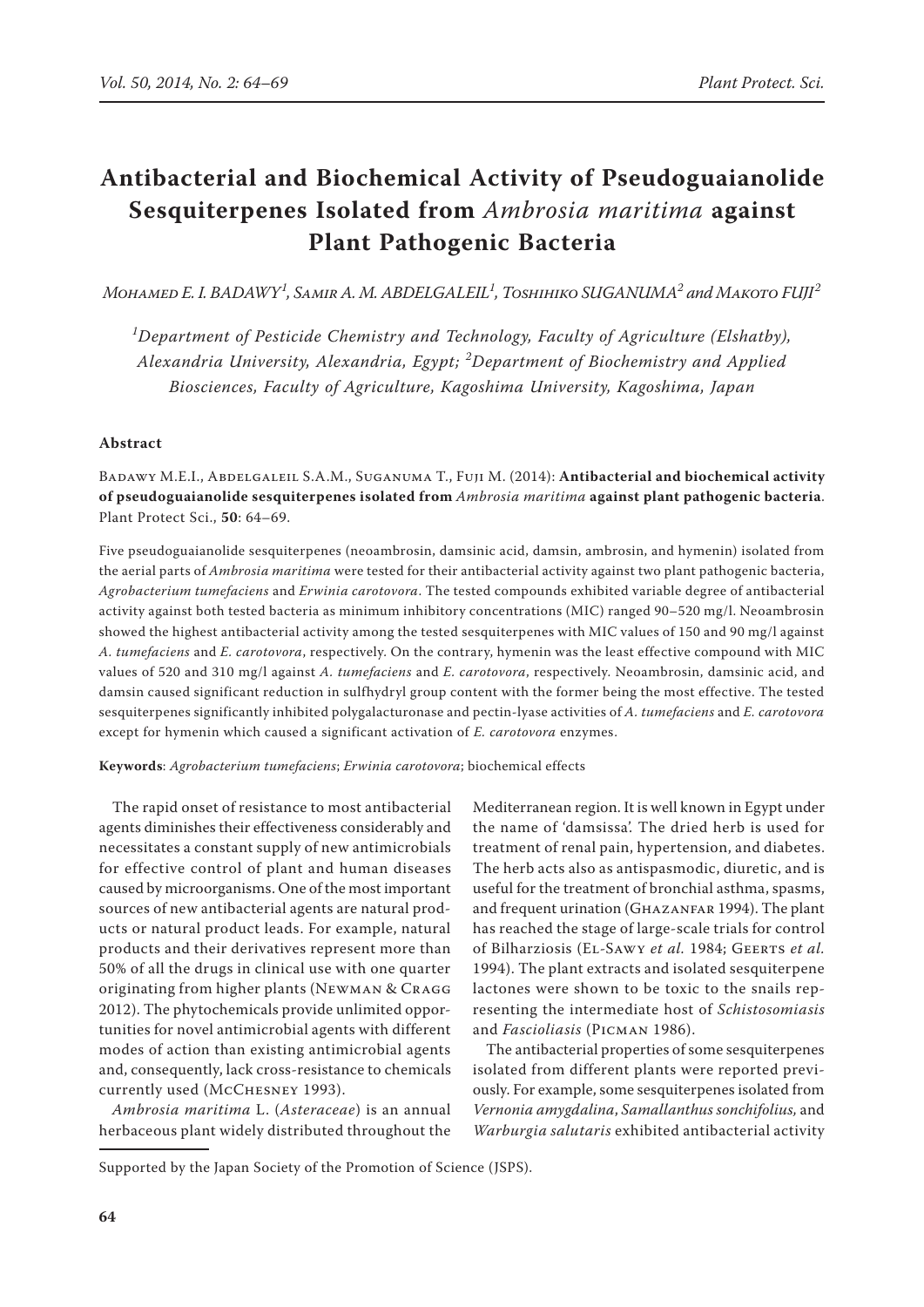# Antibacterial and Biochemical Activity of Pseudoguaianolide Sesquiterpenes Isolated from *Ambrosia maritima* against Plant Pathogenic Bacteria

*Mohamed E. I. Badawy*[1], *Samir A. M. Abdelgaleil*[1], *Toshihiko Suganuma*[2] *and Makoto Fuji*[2]

[1]*Department of Pesticide Chemistry and Technology, Faculty of Agriculture (Elshatby), Alexandria University, Alexandria, Egypt;* [2]*Department of Biochemistry and Applied Biosciences, Faculty of Agriculture, Kagoshima University, Kagoshima, Japan*

## Abstract

Badawy M.E.I., Abdelgaleil S.A.M., Suganuma T., Fuji M. (2014): **Antibacterial and biochemical activity of pseudoguaianolide sesquiterpenes isolated from** ***Ambrosia maritima*** **against plant pathogenic bacteria**. Plant Protect Sci., **50**: 64–69.

Five pseudoguaianolide sesquiterpenes (neoambrosin, damsinic acid, damsin, ambrosin, and hymenin) isolated from the aerial parts of *Ambrosia maritima* were tested for their antibacterial activity against two plant pathogenic bacteria, *Agrobacterium tumefaciens* and *Erwinia carotovora*. The tested compounds exhibited variable degree of antibacterial activity against both tested bacteria as minimum inhibitory concentrations (MIC) ranged 90–520 mg/l. Neoambrosin showed the highest antibacterial activity among the tested sesquiterpenes with MIC values of 150 and 90 mg/l against *A. tumefaciens* and *E. carotovora*, respectively. On the contrary, hymenin was the least effective compound with MIC values of 520 and 310 mg/l against *A. tumefaciens* and *E. carotovora*, respectively. Neoambrosin, damsinic acid, and damsin caused significant reduction in sulfhydryl group content with the former being the most effective. The tested sesquiterpenes significantly inhibited polygalacturonase and pectin-lyase activities of *A. tumefaciens* and *E. carotovora* except for hymenin which caused a significant activation of *E. carotovora* enzymes.

**Keywords**: *Agrobacterium tumefaciens*; *Erwinia carotovora*; biochemical effects

The rapid onset of resistance to most antibacterial agents diminishes their effectiveness considerably and necessitates a constant supply of new antimicrobials for effective control of plant and human diseases caused by microorganisms. One of the most important sources of new antibacterial agents are natural products or natural product leads. For example, natural products and their derivatives represent more than 50% of all the drugs in clinical use with one quarter originating from higher plants (Newman & Cragg 2012). The phytochemicals provide unlimited opportunities for novel antimicrobial agents with different modes of action than existing antimicrobial agents and, consequently, lack cross-resistance to chemicals currently used (McChesney 1993).

*Ambrosia maritima* L. (*Asteraceae*) is an annual herbaceous plant widely distributed throughout the Mediterranean region. It is well known in Egypt under the name of 'damsissa'. The dried herb is used for treatment of renal pain, hypertension, and diabetes. The herb acts also as antispasmodic, diuretic, and is useful for the treatment of bronchial asthma, spasms, and frequent urination (Ghazanfar 1994). The plant has reached the stage of large-scale trials for control of Bilharziosis (El-Sawy *et al.* 1984; Geerts *et al.* 1994). The plant extracts and isolated sesquiterpene lactones were shown to be toxic to the snails representing the intermediate host of *Schistosomiasis* and *Fascioliasis* (Picman 1986).

The antibacterial properties of some sesquiterpenes isolated from different plants were reported previously. For example, some sesquiterpenes isolated from *Vernonia amygdalina*, *Samallanthus sonchifolius,* and *Warburgia salutaris* exhibited antibacterial activity

Supported by the Japan Society of the Promotion of Science (JSPS).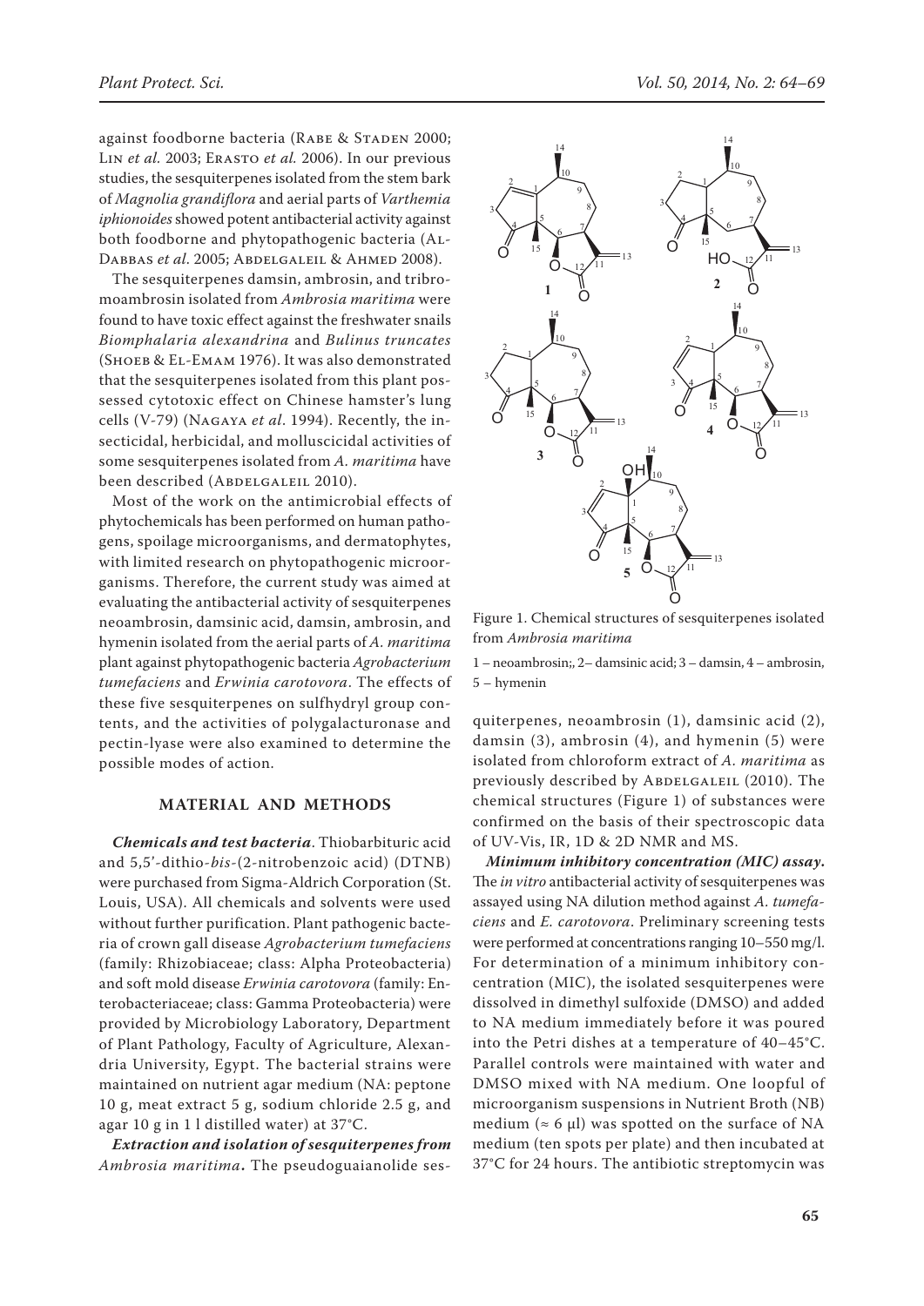against foodborne bacteria (Rabe & Staden 2000; Lin *et al.* 2003; Erasto *et al.* 2006). In our previous studies, the sesquiterpenes isolated from the stem bark of *Magnolia grandiflora* and aerial parts of *Varthemia iphionoides* showed potent antibacterial activity against both foodborne and phytopathogenic bacteria (Al-Dabbas *et al*. 2005; Abdelgaleil & Ahmed 2008).

The sesquiterpenes damsin, ambrosin, and tribromoambrosin isolated from *Ambrosia maritima* were found to have toxic effect against the freshwater snails *Biomphalaria alexandrina* and *Bulinus truncates* (Shoeb & El-Emam 1976). It was also demonstrated that the sesquiterpenes isolated from this plant possessed cytotoxic effect on Chinese hamster's lung cells (V-79) (Nagaya *et al*. 1994). Recently, the insecticidal, herbicidal, and molluscicidal activities of some sesquiterpenes isolated from *A. maritima* have been described (Abdelgaleil 2010).

Most of the work on the antimicrobial effects of phytochemicals has been performed on human pathogens, spoilage microorganisms, and dermatophytes, with limited research on phytopathogenic microorganisms. Therefore, the current study was aimed at evaluating the antibacterial activity of sesquiterpenes neoambrosin, damsinic acid, damsin, ambrosin, and hymenin isolated from the aerial parts of *A. maritima* plant against phytopathogenic bacteria *Agrobacterium tumefaciens* and *Erwinia carotovora*. The effects of these five sesquiterpenes on sulfhydryl group contents, and the activities of polygalacturonase and pectin-lyase were also examined to determine the possible modes of action.

## MATERIAL AND METHODS

***Chemicals and test bacteria***. Thiobarbituric acid and 5,5'-dithio-*bis*-(2-nitrobenzoic acid) (DTNB) were purchased from Sigma-Aldrich Corporation (St. Louis, USA). All chemicals and solvents were used without further purification. Plant pathogenic bacteria of crown gall disease *Agrobacterium tumefaciens* (family: Rhizobiaceae; class: Alpha Proteobacteria) and soft mold disease *Erwinia carotovora* (family: Enterobacteriaceae; class: Gamma Proteobacteria) were provided by Microbiology Laboratory, Department of Plant Pathology, Faculty of Agriculture, Alexandria University, Egypt. The bacterial strains were maintained on nutrient agar medium (NA: peptone 10 g, meat extract 5 g, sodium chloride 2.5 g, and agar 10 g in 1 l distilled water) at 37°C.

***Extraction and isolation of sesquiterpenes from Ambrosia maritima***. The pseudoguaianolide sesquiterpenes, neoambrosin (1), damsinic acid (2), damsin (3), ambrosin (4), and hymenin (5) were isolated from chloroform extract of *A. maritima* as previously described by Abdelgaleil (2010). The chemical structures (Figure 1) of substances were confirmed on the basis of their spectroscopic data of UV-Vis, IR, 1D & 2D NMR and MS.

Figure 1. Chemical structures of sesquiterpenes isolated from *Ambrosia maritima*

1 – neoambrosin;, 2– damsinic acid; 3 – damsin, 4 – ambrosin, 5 – hymenin

***Minimum inhibitory concentration (MIC) assay***. The *in vitro* antibacterial activity of sesquiterpenes was assayed using NA dilution method against *A. tumefaciens* and *E. carotovora*. Preliminary screening tests were performed at concentrations ranging 10–550 mg/l. For determination of a minimum inhibitory concentration (MIC), the isolated sesquiterpenes were dissolved in dimethyl sulfoxide (DMSO) and added to NA medium immediately before it was poured into the Petri dishes at a temperature of 40–45°C. Parallel controls were maintained with water and DMSO mixed with NA medium. One loopful of microorganism suspensions in Nutrient Broth (NB) medium (≈ 6 μl) was spotted on the surface of NA medium (ten spots per plate) and then incubated at 37°C for 24 hours. The antibiotic streptomycin was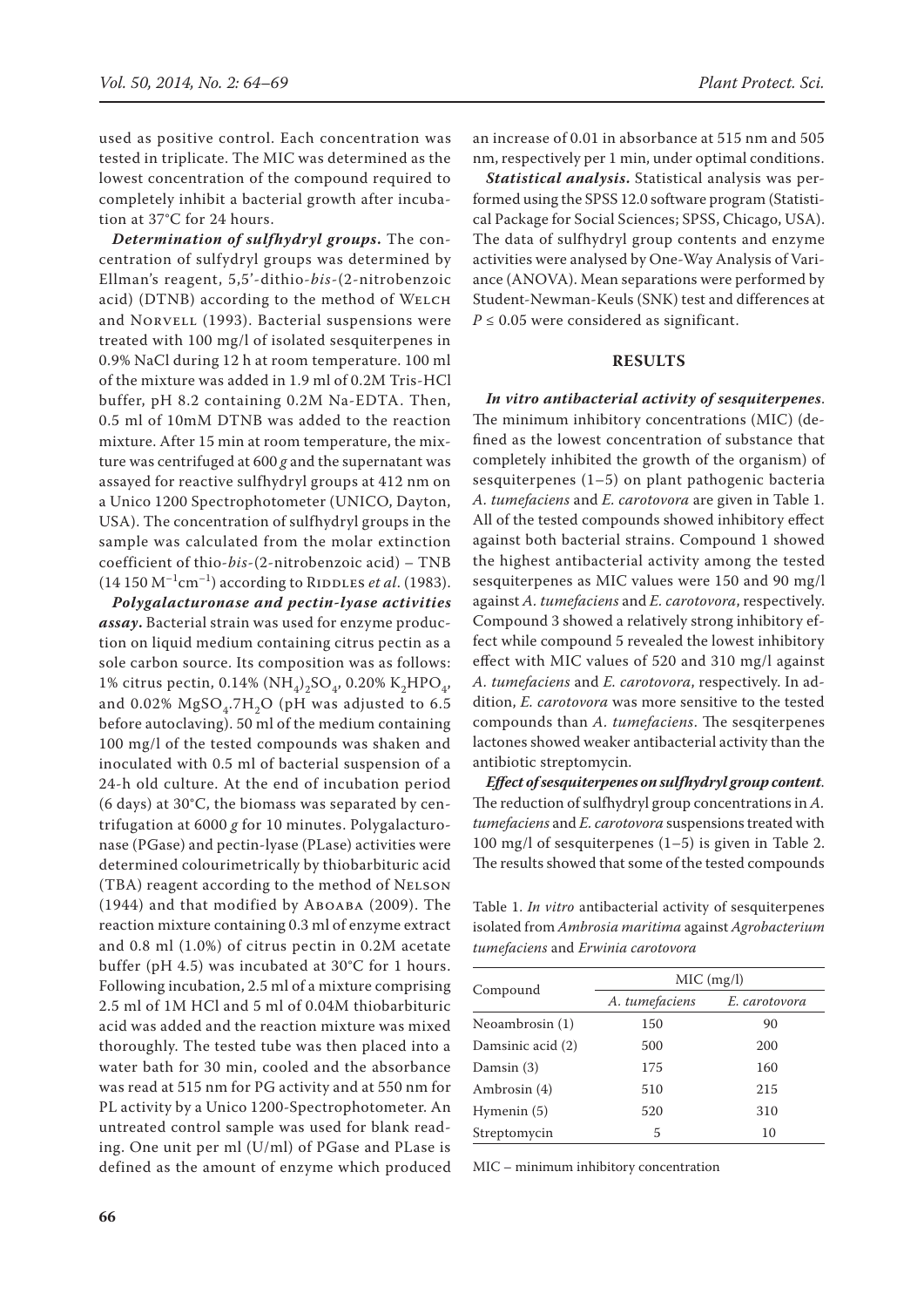used as positive control. Each concentration was tested in triplicate. The MIC was determined as the lowest concentration of the compound required to completely inhibit a bacterial growth after incubation at 37°C for 24 hours.

***Determination of sulfhydryl groups***. The concentration of sulfydryl groups was determined by Ellman's reagent, 5,5'-dithio-*bis*-(2-nitrobenzoic acid) (DTNB) according to the method of Welch and Norvell (1993). Bacterial suspensions were treated with 100 mg/l of isolated sesquiterpenes in 0.9% NaCl during 12 h at room temperature. 100 ml of the mixture was added in 1.9 ml of 0.2M Tris-HCl buffer, pH 8.2 containing 0.2M Na-EDTA. Then, 0.5 ml of 10mM DTNB was added to the reaction mixture. After 15 min at room temperature, the mixture was centrifuged at 600 *g* and the supernatant was assayed for reactive sulfhydryl groups at 412 nm on a Unico 1200 Spectrophotometer (UNICO, Dayton, USA). The concentration of sulfhydryl groups in the sample was calculated from the molar extinction coefficient of thio-*bis*-(2-nitrobenzoic acid) – TNB (14 150 $M^{-1}cm^{-1}$) according to Riddles *et al*. (1983).

***Polygalacturonase and pectin-lyase activities assay***. Bacterial strain was used for enzyme production on liquid medium containing citrus pectin as a sole carbon source. Its composition was as follows: 1% citrus pectin, 0.14% $(NH_4)_2SO_4$, 0.20% $K_2HPO_4$, and 0.02% $MgSO_4.7H_2O$ (pH was adjusted to 6.5 before autoclaving). 50 ml of the medium containing 100 mg/l of the tested compounds was shaken and inoculated with 0.5 ml of bacterial suspension of a 24-h old culture. At the end of incubation period (6 days) at 30°C, the biomass was separated by centrifugation at 6000 *g* for 10 minutes. Polygalacturonase (PGase) and pectin-lyase (PLase) activities were determined colourimetrically by thiobarbituric acid (TBA) reagent according to the method of Nelson (1944) and that modified by Aboaba (2009). The reaction mixture containing 0.3 ml of enzyme extract and 0.8 ml (1.0%) of citrus pectin in 0.2M acetate buffer (pH 4.5) was incubated at 30°C for 1 hours. Following incubation, 2.5 ml of a mixture comprising 2.5 ml of 1M HCl and 5 ml of 0.04M thiobarbituric acid was added and the reaction mixture was mixed thoroughly. The tested tube was then placed into a water bath for 30 min, cooled and the absorbance was read at 515 nm for PG activity and at 550 nm for PL activity by a Unico 1200-Spectrophotometer. An untreated control sample was used for blank reading. One unit per ml (U/ml) of PGase and PLase is defined as the amount of enzyme which produced an increase of 0.01 in absorbance at 515 nm and 505 nm, respectively per 1 min, under optimal conditions.

***Statistical analysis***. Statistical analysis was performed using the SPSS 12.0 software program (Statistical Package for Social Sciences; SPSS, Chicago, USA). The data of sulfhydryl group contents and enzyme activities were analysed by One-Way Analysis of Variance (ANOVA). Mean separations were performed by Student-Newman-Keuls (SNK) test and differences at $P \leq 0.05$ were considered as significant.

## RESULTS

***In vitro antibacterial activity of sesquiterpenes***. The minimum inhibitory concentrations (MIC) (defined as the lowest concentration of substance that completely inhibited the growth of the organism) of sesquiterpenes (1–5) on plant pathogenic bacteria *A. tumefaciens* and *E. carotovora* are given in Table 1. All of the tested compounds showed inhibitory effect against both bacterial strains. Compound 1 showed the highest antibacterial activity among the tested sesquiterpenes as MIC values were 150 and 90 mg/l against *A. tumefaciens* and *E. carotovora*, respectively. Compound 3 showed a relatively strong inhibitory effect while compound 5 revealed the lowest inhibitory effect with MIC values of 520 and 310 mg/l against *A. tumefaciens* and *E. carotovora*, respectively. In addition, *E. carotovora* was more sensitive to the tested compounds than *A. tumefaciens*. The sesqiterpenes lactones showed weaker antibacterial activity than the antibiotic streptomycin.

***Effect of sesquiterpenes on sulfhydryl group content***. The reduction of sulfhydryl group concentrations in *A. tumefaciens* and *E. carotovora* suspensions treated with 100 mg/l of sesquiterpenes (1–5) is given in Table 2. The results showed that some of the tested compounds

Table 1. *In vitro* antibacterial activity of sesquiterpenes isolated from *Ambrosia maritima* against *Agrobacterium tumefaciens* and *Erwinia carotovora*

| Compound | MIC (mg/l) | |
|---|---|---|
| | *A. tumefaciens* | *E. carotovora* |
| Neoambrosin (1) | 150 | 90 |
| Damsinic acid (2) | 500 | 200 |
| Damsin (3) | 175 | 160 |
| Ambrosin (4) | 510 | 215 |
| Hymenin (5) | 520 | 310 |
| Streptomycin | 5 | 10 |

MIC – minimum inhibitory concentration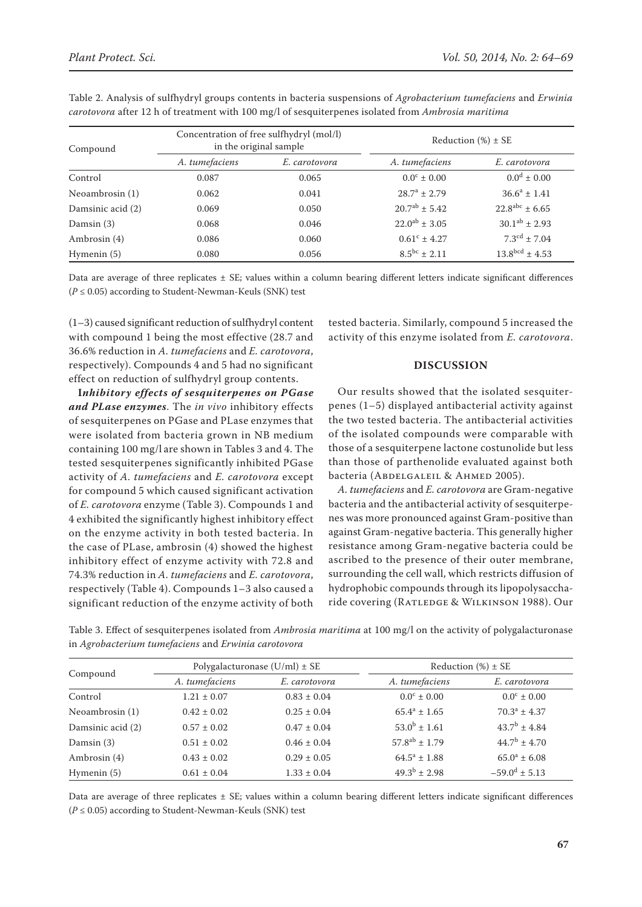Table 2. Analysis of sulfhydryl groups contents in bacteria suspensions of *Agrobacterium tumefaciens* and *Erwinia carotovora* after 12 h of treatment with 100 mg/l of sesquiterpenes isolated from *Ambrosia maritima*

| Compound | Concentration of free sulfhydryl (mol/l) in the original sample | | Reduction (%) ± SE | |
|---|---|---|---|---|
| | *A. tumefaciens* | *E. carotovora* | *A. tumefaciens* | *E. carotovora* |
| Control | 0.087 | 0.065 | $0.0^{c}$ ± 0.00 | $0.0^{d}$ ± 0.00 |
| Neoambrosin (1) | 0.062 | 0.041 | $28.7^{a}$ ± 2.79 | $36.6^{a}$ ± 1.41 |
| Damsinic acid (2) | 0.069 | 0.050 | $20.7^{ab}$ ± 5.42 | $22.8^{abc}$ ± 6.65 |
| Damsin (3) | 0.068 | 0.046 | $22.0^{ab}$ ± 3.05 | $30.1^{ab}$ ± 2.93 |
| Ambrosin (4) | 0.086 | 0.060 | $0.61^{c}$ ± 4.27 | $7.3^{cd}$ ± 7.04 |
| Hymenin (5) | 0.080 | 0.056 | $8.5^{bc}$ ± 2.11 | $13.8^{bcd}$ ± 4.53 |

Data are average of three replicates ± SE; values within a column bearing different letters indicate significant differences ($P \leq 0.05$) according to Student-Newman-Keuls (SNK) test

(1–3) caused significant reduction of sulfhydryl content with compound 1 being the most effective (28.7 and 36.6% reduction in *A. tumefaciens* and *E. carotovora*, respectively). Compounds 4 and 5 had no significant effect on reduction of sulfhydryl group contents.

***Inhibitory effects of sesquiterpenes on PGase and PLase enzymes***. The *in vivo* inhibitory effects of sesquiterpenes on PGase and PLase enzymes that were isolated from bacteria grown in NB medium containing 100 mg/l are shown in Tables 3 and 4. The tested sesquiterpenes significantly inhibited PGase activity of *A. tumefaciens* and *E. carotovora* except for compound 5 which caused significant activation of *E. carotovora* enzyme (Table 3). Compounds 1 and 4 exhibited the significantly highest inhibitory effect on the enzyme activity in both tested bacteria. In the case of PLase, ambrosin (4) showed the highest inhibitory effect of enzyme activity with 72.8 and 74.3% reduction in *A. tumefaciens* and *E. carotovora*, respectively (Table 4). Compounds 1–3 also caused a significant reduction of the enzyme activity of both tested bacteria. Similarly, compound 5 increased the activity of this enzyme isolated from *E. carotovora*.

## DISCUSSION

Our results showed that the isolated sesquiterpenes (1–5) displayed antibacterial activity against the two tested bacteria. The antibacterial activities of the isolated compounds were comparable with those of a sesquiterpene lactone costunolide but less than those of parthenolide evaluated against both bacteria (Abdelgaleil & Ahmed 2005).

*A. tumefaciens* and *E. carotovora* are Gram-negative bacteria and the antibacterial activity of sesquiterpenes was more pronounced against Gram-positive than against Gram-negative bacteria. This generally higher resistance among Gram-negative bacteria could be ascribed to the presence of their outer membrane, surrounding the cell wall, which restricts diffusion of hydrophobic compounds through its lipopolysaccharide covering (Ratledge & Wilkinson 1988). Our

Table 3. Effect of sesquiterpenes isolated from *Ambrosia maritima* at 100 mg/l on the activity of polygalacturonase in *Agrobacterium tumefaciens* and *Erwinia carotovora*

| Compound | Polygalacturonase (U/ml) ± SE | | Reduction (%) ± SE | |
|---|---|---|---|---|
| | *A. tumefaciens* | *E. carotovora* | *A. tumefaciens* | *E. carotovora* |
| Control | 1.21 ± 0.07 | 0.83 ± 0.04 | $0.0^{c}$ ± 0.00 | $0.0^{c}$ ± 0.00 |
| Neoambrosin (1) | 0.42 ± 0.02 | 0.25 ± 0.04 | $65.4^{a}$ ± 1.65 | $70.3^{a}$ ± 4.37 |
| Damsinic acid (2) | 0.57 ± 0.02 | 0.47 ± 0.04 | $53.0^{b}$ ± 1.61 | $43.7^{b}$ ± 4.84 |
| Damsin (3) | 0.51 ± 0.02 | 0.46 ± 0.04 | $57.8^{ab}$ ± 1.79 | $44.7^{b}$ ± 4.70 |
| Ambrosin (4) | 0.43 ± 0.02 | 0.29 ± 0.05 | $64.5^{a}$ ± 1.88 | $65.0^{a}$ ± 6.08 |
| Hymenin (5) | 0.61 ± 0.04 | 1.33 ± 0.04 | $49.3^{b}$ ± 2.98 | $-59.0^{d}$ ± 5.13 |

Data are average of three replicates ± SE; values within a column bearing different letters indicate significant differences ($P \leq 0.05$) according to Student-Newman-Keuls (SNK) test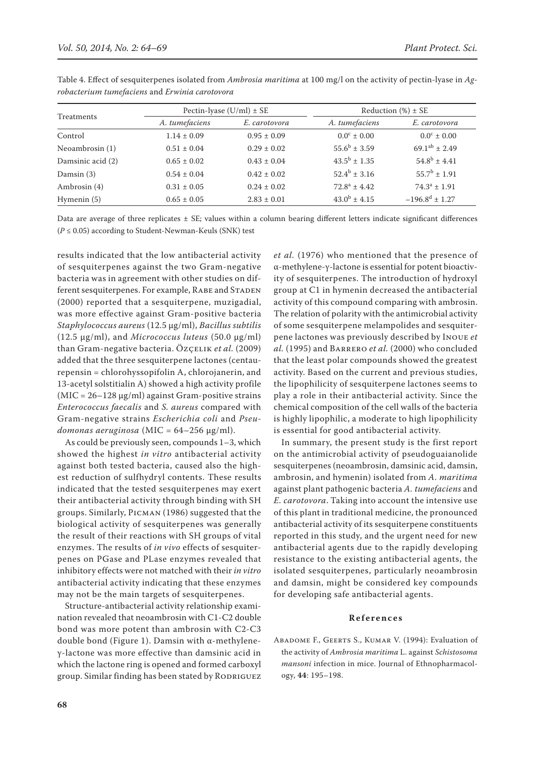Table 4. Effect of sesquiterpenes isolated from *Ambrosia maritima* at 100 mg/l on the activity of pectin-lyase in *Agrobacterium tumefaciens* and *Erwinia carotovora*

| Treatments | Pectin-lyase (U/ml) ± SE | | Reduction (%) ± SE | |
|---|---|---|---|---|
| | *A. tumefaciens* | *E. carotovora* | *A. tumefaciens* | *E. carotovora* |
| Control | 1.14 ± 0.09 | 0.95 ± 0.09 | $0.0^{c}$ ± 0.00 | $0.0^{c}$ ± 0.00 |
| Neoambrosin (1) | 0.51 ± 0.04 | 0.29 ± 0.02 | $55.6^{b}$ ± 3.59 | $69.1^{ab}$ ± 2.49 |
| Damsinic acid (2) | 0.65 ± 0.02 | 0.43 ± 0.04 | $43.5^{b}$ ± 1.35 | $54.8^{b}$ ± 4.41 |
| Damsin (3) | 0.54 ± 0.04 | 0.42 ± 0.02 | $52.4^{b}$ ± 3.16 | $55.7^{b}$ ± 1.91 |
| Ambrosin (4) | 0.31 ± 0.05 | 0.24 ± 0.02 | $72.8^{a}$ ± 4.42 | $74.3^{a}$ ± 1.91 |
| Hymenin (5) | 0.65 ± 0.05 | 2.83 ± 0.01 | $43.0^{b}$ ± 4.15 | $-196.8^{d}$ ± 1.27 |

Data are average of three replicates ± SE; values within a column bearing different letters indicate significant differences ($P \leq 0.05$) according to Student-Newman-Keuls (SNK) test

results indicated that the low antibacterial activity of sesquiterpenes against the two Gram-negative bacteria was in agreement with other studies on different sesquiterpenes. For example, Rabe and Staden (2000) reported that a sesquiterpene, muzigadial, was more effective against Gram-positive bacteria *Staphylococcus aureus* (12.5 μg/ml), *Bacillus subtilis* (12.5 μg/ml), and *Micrococcus luteus* (50.0 μg/ml) than Gram-negative bacteria. Özçelik *et al.* (2009) added that the three sesquiterpene lactones (centaurepensin = chlorohyssopifolin A, chlorojanerin, and 13-acetyl solstitialin A) showed a high activity profile (MIC = 26–128 μg/ml) against Gram-positive strains *Enterococcus faecalis* and *S. aureus* compared with Gram-negative strains *Escherichia coli* and *Pseudomonas aeruginosa* (MIC = 64–256 μg/ml).

As could be previously seen, compounds 1–3, which showed the highest *in vitro* antibacterial activity against both tested bacteria, caused also the highest reduction of sulfhydryl contents. These results indicated that the tested sesquiterpenes may exert their antibacterial activity through binding with SH groups. Similarly, Picman (1986) suggested that the biological activity of sesquiterpenes was generally the result of their reactions with SH groups of vital enzymes. The results of *in vivo* effects of sesquiterpenes on PGase and PLase enzymes revealed that inhibitory effects were not matched with their *in vitro* antibacterial activity indicating that these enzymes may not be the main targets of sesquiterpenes.

Structure-antibacterial activity relationship examination revealed that neoambrosin with C1-C2 double bond was more potent than ambrosin with C2-C3 double bond (Figure 1). Damsin with α-methylene-γ-lactone was more effective than damsinic acid in which the lactone ring is opened and formed carboxyl group. Similar finding has been stated by Rodriguez *et al.* (1976) who mentioned that the presence of α-methylene-γ-lactone is essential for potent bioactivity of sesquiterpenes. The introduction of hydroxyl group at C1 in hymenin decreased the antibacterial activity of this compound comparing with ambrosin. The relation of polarity with the antimicrobial activity of some sesquiterpene melampolides and sesquiterpene lactones was previously described by Inoue *et al.* (1995) and Barrero *et al.* (2000) who concluded that the least polar compounds showed the greatest activity. Based on the current and previous studies, the lipophilicity of sesquiterpene lactones seems to play a role in their antibacterial activity. Since the chemical composition of the cell walls of the bacteria is highly lipophilic, a moderate to high lipophilicity is essential for good antibacterial activity.

In summary, the present study is the first report on the antimicrobial activity of pseudoguaianolide sesquiterpenes (neoambrosin, damsinic acid, damsin, ambrosin, and hymenin) isolated from *A. maritima* against plant pathogenic bacteria *A. tumefaciens* and *E. carotovora*. Taking into account the intensive use of this plant in traditional medicine, the pronounced antibacterial activity of its sesquiterpene constituents reported in this study, and the urgent need for new antibacterial agents due to the rapidly developing resistance to the existing antibacterial agents, the isolated sesquiterpenes, particularly neoambrosin and damsin, might be considered key compounds for developing safe antibacterial agents.

## References

Abadome F., Geerts S., Kumar V. (1994): Evaluation of the activity of *Ambrosia maritima* L. against *Schistosoma mansoni* infection in mice. Journal of Ethnopharmacology, **44**: 195–198.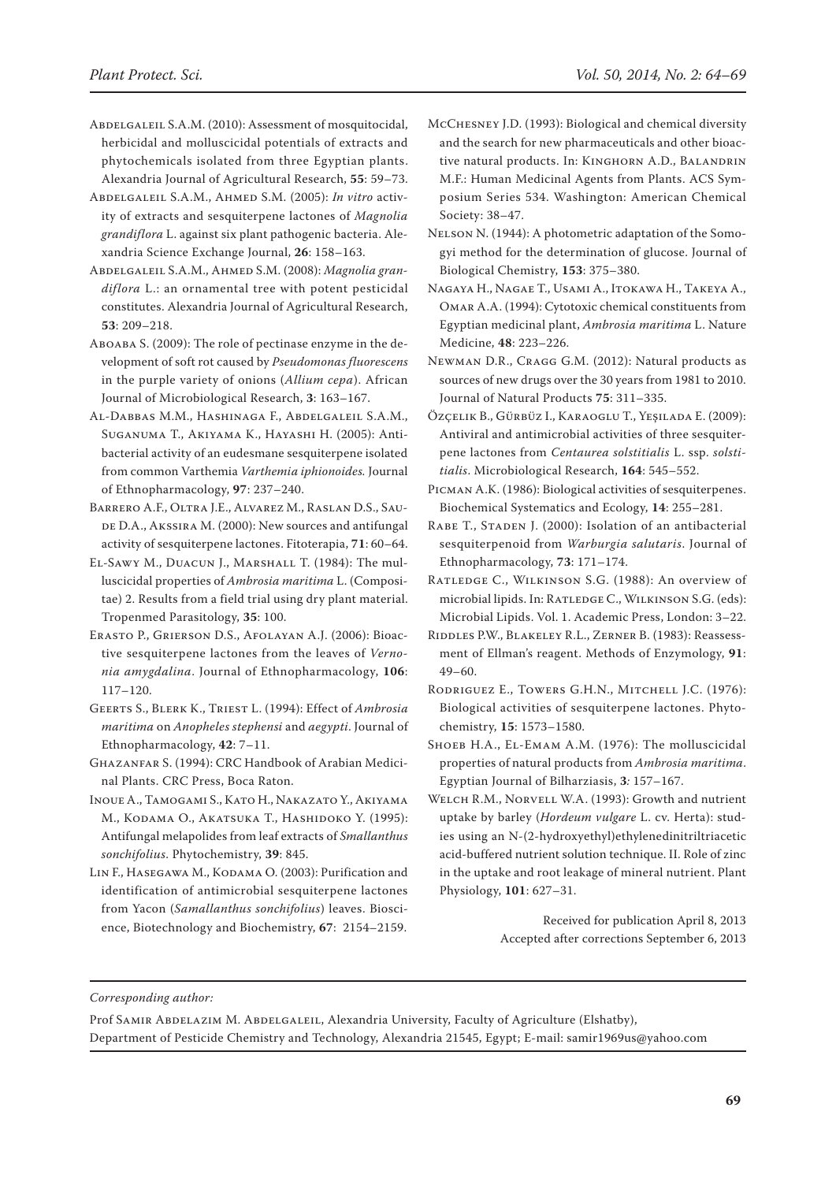Abdelgaleil S.A.M. (2010): Assessment of mosquitocidal, herbicidal and molluscicidal potentials of extracts and phytochemicals isolated from three Egyptian plants. Alexandria Journal of Agricultural Research, **55**: 59–73.

Abdelgaleil S.A.M., Ahmed S.M. (2005): *In vitro* activity of extracts and sesquiterpene lactones of *Magnolia grandiflora* L. against six plant pathogenic bacteria. Alexandria Science Exchange Journal, **26**: 158–163.

Abdelgaleil S.A.M., Ahmed S.M. (2008): *Magnolia grandiflora* L.: an ornamental tree with potent pesticidal constitutes. Alexandria Journal of Agricultural Research, **53**: 209–218.

Aboaba S. (2009): The role of pectinase enzyme in the development of soft rot caused by *Pseudomonas fluorescens* in the purple variety of onions (*Allium cepa*). African Journal of Microbiological Research, **3**: 163–167.

Al-Dabbas M.M., Hashinaga F., Abdelgaleil S.A.M., Suganuma T., Akiyama K., Hayashi H. (2005): Antibacterial activity of an eudesmane sesquiterpene isolated from common Varthemia *Varthemia iphionoides.* Journal of Ethnopharmacology, **97**: 237–240.

Barrero A.F., Oltra J.E., Alvarez M., Raslan D.S., Saude D.A., Akssira M. (2000): New sources and antifungal activity of sesquiterpene lactones. Fitoterapia, **71**: 60–64.

El-Sawy M., Duacun J., Marshall T. (1984): The mulluscicidal properties of *Ambrosia maritima* L. (Compositae) 2. Results from a field trial using dry plant material. Tropenmed Parasitology, **35**: 100.

Erasto P., Grierson D.S., Afolayan A.J. (2006): Bioactive sesquiterpene lactones from the leaves of *Vernonia amygdalina*. Journal of Ethnopharmacology, **106**: 117–120.

Geerts S., Blerk K., Triest L. (1994): Effect of *Ambrosia maritima* on *Anopheles stephensi* and *aegypti*. Journal of Ethnopharmacology, **42**: 7–11.

Ghazanfar S. (1994): CRC Handbook of Arabian Medicinal Plants. CRC Press, Boca Raton.

Inoue A., Tamogami S., Kato H., Nakazato Y., Akiyama M., Kodama O., Akatsuka T., Hashidoko Y. (1995): Antifungal melapolides from leaf extracts of *Smallanthus sonchifolius*. Phytochemistry, **39**: 845.

Lin F., Hasegawa M., Kodama O. (2003): Purification and identification of antimicrobial sesquiterpene lactones from Yacon (*Samallanthus sonchifolius*) leaves. Bioscience, Biotechnology and Biochemistry, **67**: 2154–2159.

McChesney J.D. (1993): Biological and chemical diversity and the search for new pharmaceuticals and other bioactive natural products. In: Kinghorn A.D., Balandrin M.F.: Human Medicinal Agents from Plants. ACS Symposium Series 534. Washington: American Chemical Society: 38–47.

Nelson N. (1944): A photometric adaptation of the Somogyi method for the determination of glucose. Journal of Biological Chemistry, **153**: 375–380.

Nagaya H., Nagae T., Usami A., Itokawa H., Takeya A., Omar A.A. (1994): Cytotoxic chemical constituents from Egyptian medicinal plant, *Ambrosia maritima* L. Nature Medicine, **48**: 223–226.

Newman D.R., Cragg G.M. (2012): Natural products as sources of new drugs over the 30 years from 1981 to 2010. Journal of Natural Products **75**: 311–335.

Özçelik B., Gürbüz I., Karaoglu T., Yeşilada E. (2009): Antiviral and antimicrobial activities of three sesquiterpene lactones from *Centaurea solstitialis* L. ssp. *solstitialis*. Microbiological Research, **164**: 545–552.

Picman A.K. (1986): Biological activities of sesquiterpenes. Biochemical Systematics and Ecology, **14**: 255–281.

Rabe T., Staden J. (2000): Isolation of an antibacterial sesquiterpenoid from *Warburgia salutaris*. Journal of Ethnopharmacology, **73**: 171–174.

Ratledge C., Wilkinson S.G. (1988): An overview of microbial lipids. In: Ratledge C., Wilkinson S.G. (eds): Microbial Lipids. Vol. 1. Academic Press, London: 3–22.

Riddles P.W., Blakeley R.L., Zerner B. (1983): Reassessment of Ellman's reagent. Methods of Enzymology, **91**: 49–60.

Rodriguez E., Towers G.H.N., Mitchell J.C. (1976): Biological activities of sesquiterpene lactones. Phytochemistry, **15**: 1573–1580.

Shoeb H.A., El-Emam A.M. (1976): The molluscicidal properties of natural products from *Ambrosia maritima*. Egyptian Journal of Bilharziasis, **3**: 157–167.

Welch R.M., Norvell W.A. (1993): Growth and nutrient uptake by barley (*Hordeum vulgare* L. cv. Herta): studies using an N-(2-hydroxyethyl)ethylenedinitriltriacetic acid-buffered nutrient solution technique. II. Role of zinc in the uptake and root leakage of mineral nutrient. Plant Physiology, **101**: 627–31.

Received for publication April 8, 2013
Accepted after corrections September 6, 2013

*Corresponding author:*

Prof Samir Abdelazim M. Abdelgaleil, Alexandria University, Faculty of Agriculture (Elshatby), Department of Pesticide Chemistry and Technology, Alexandria 21545, Egypt; E-mail: samir1969us@yahoo.com